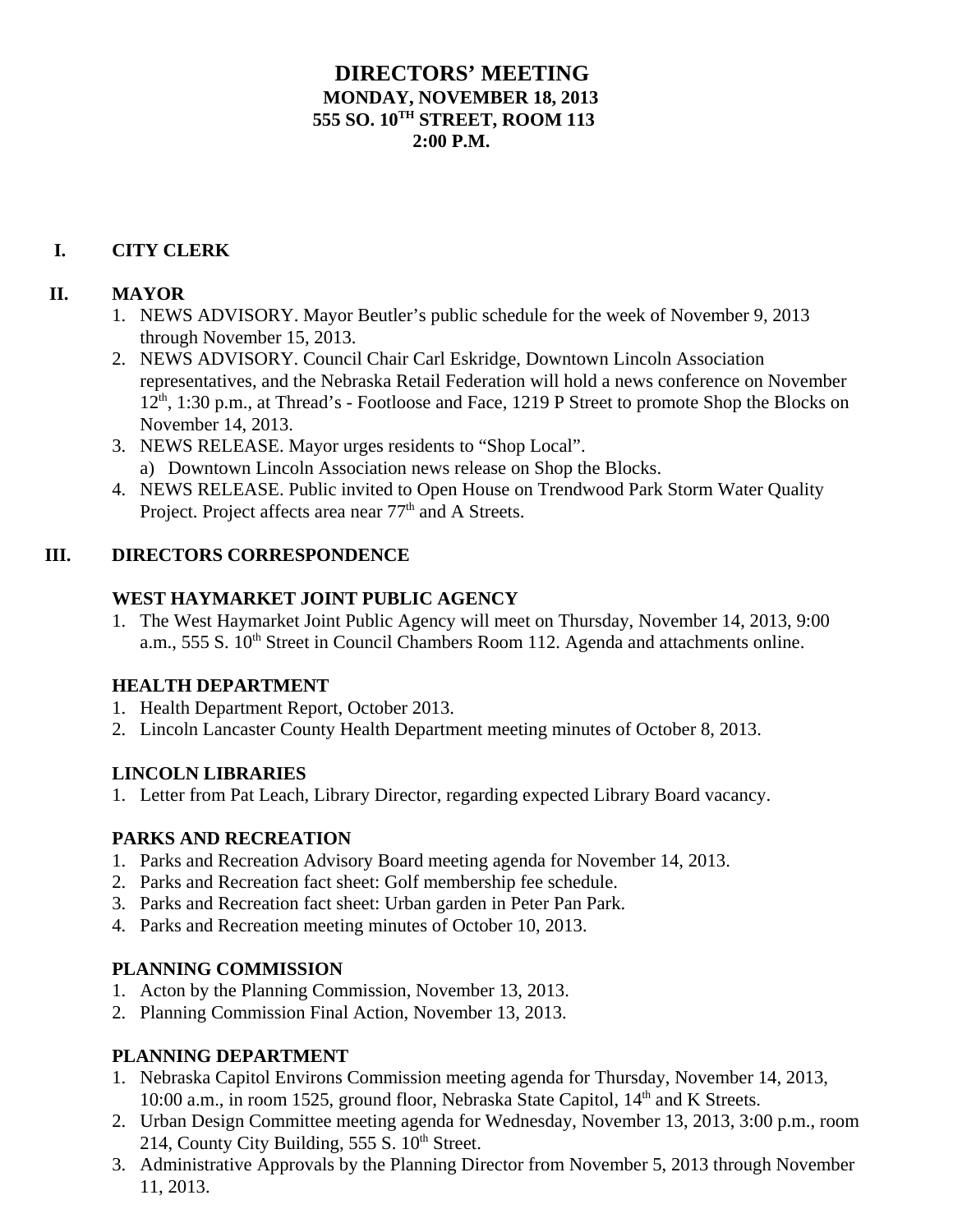# DIRECTORS' MEETING
## MONDAY, NOVEMBER 18, 2013
## 555 SO. 10TH STREET, ROOM 113
## 2:00 P.M.

## I. CITY CLERK

## II. MAYOR

1. NEWS ADVISORY. Mayor Beutler's public schedule for the week of November 9, 2013 through November 15, 2013.
2. NEWS ADVISORY. Council Chair Carl Eskridge, Downtown Lincoln Association representatives, and the Nebraska Retail Federation will hold a news conference on November 12th, 1:30 p.m., at Thread's - Footloose and Face, 1219 P Street to promote Shop the Blocks on November 14, 2013.
3. NEWS RELEASE. Mayor urges residents to "Shop Local".
   a) Downtown Lincoln Association news release on Shop the Blocks.
4. NEWS RELEASE. Public invited to Open House on Trendwood Park Storm Water Quality Project. Project affects area near 77th and A Streets.

## III. DIRECTORS CORRESPONDENCE

### WEST HAYMARKET JOINT PUBLIC AGENCY

1. The West Haymarket Joint Public Agency will meet on Thursday, November 14, 2013, 9:00 a.m., 555 S. 10th Street in Council Chambers Room 112. Agenda and attachments online.

### HEALTH DEPARTMENT

1. Health Department Report, October 2013.
2. Lincoln Lancaster County Health Department meeting minutes of October 8, 2013.

### LINCOLN LIBRARIES

1. Letter from Pat Leach, Library Director, regarding expected Library Board vacancy.

### PARKS AND RECREATION

1. Parks and Recreation Advisory Board meeting agenda for November 14, 2013.
2. Parks and Recreation fact sheet: Golf membership fee schedule.
3. Parks and Recreation fact sheet: Urban garden in Peter Pan Park.
4. Parks and Recreation meeting minutes of October 10, 2013.

### PLANNING COMMISSION

1. Acton by the Planning Commission, November 13, 2013.
2. Planning Commission Final Action, November 13, 2013.

### PLANNING DEPARTMENT

1. Nebraska Capitol Environs Commission meeting agenda for Thursday, November 14, 2013, 10:00 a.m., in room 1525, ground floor, Nebraska State Capitol, 14th and K Streets.
2. Urban Design Committee meeting agenda for Wednesday, November 13, 2013, 3:00 p.m., room 214, County City Building, 555 S. 10th Street.
3. Administrative Approvals by the Planning Director from November 5, 2013 through November 11, 2013.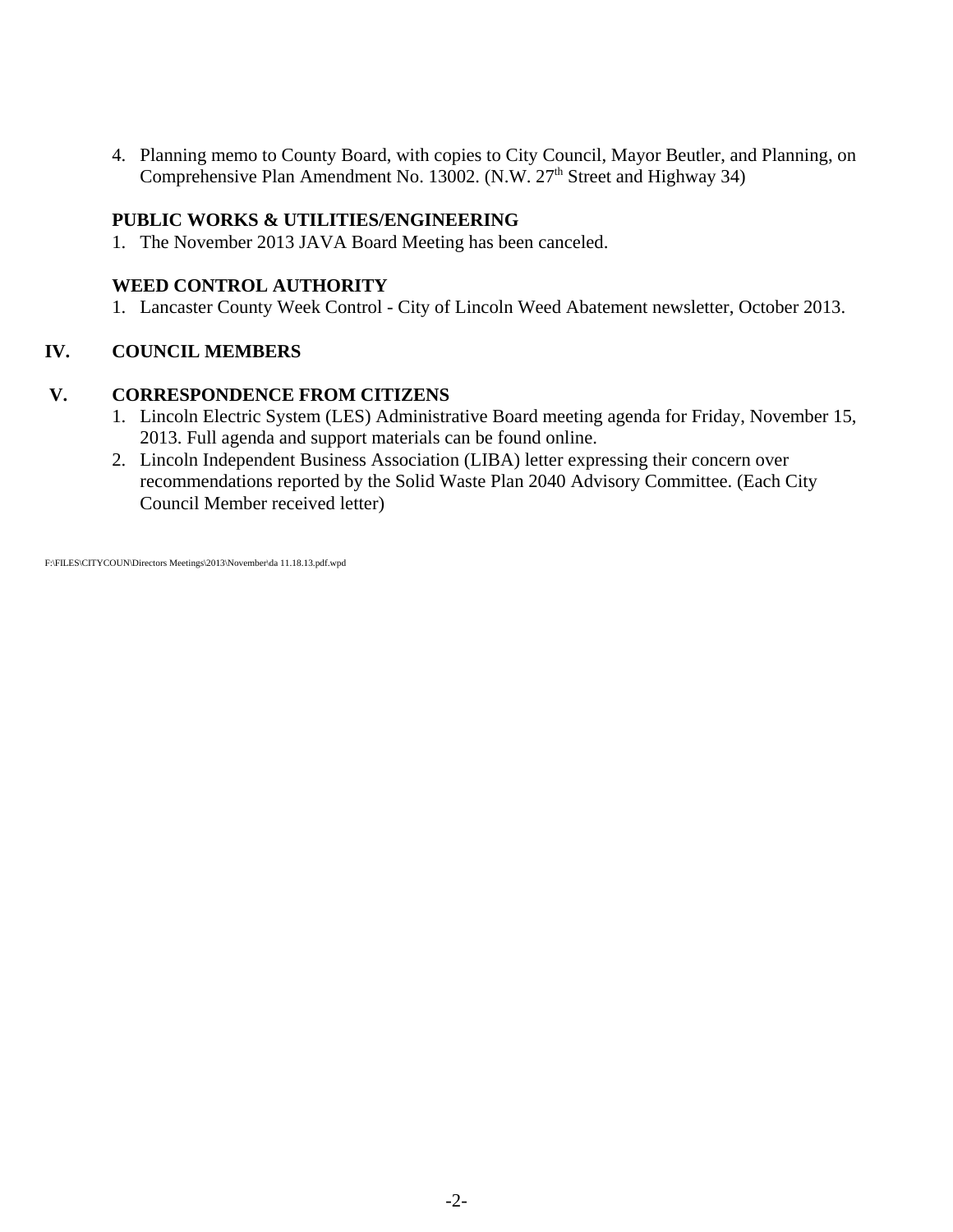4. Planning memo to County Board, with copies to City Council, Mayor Beutler, and Planning, on Comprehensive Plan Amendment No. 13002. (N.W. 27th Street and Highway 34)

**PUBLIC WORKS & UTILITIES/ENGINEERING**

1. The November 2013 JAVA Board Meeting has been canceled.

**WEED CONTROL AUTHORITY**

1. Lancaster County Week Control - City of Lincoln Weed Abatement newsletter, October 2013.

## IV. COUNCIL MEMBERS

## V. CORRESPONDENCE FROM CITIZENS

1. Lincoln Electric System (LES) Administrative Board meeting agenda for Friday, November 15, 2013. Full agenda and support materials can be found online.
2. Lincoln Independent Business Association (LIBA) letter expressing their concern over recommendations reported by the Solid Waste Plan 2040 Advisory Committee. (Each City Council Member received letter)

F:\FILES\CITYCOUN\Directors Meetings\2013\November\da 11.18.13.pdf.wpd